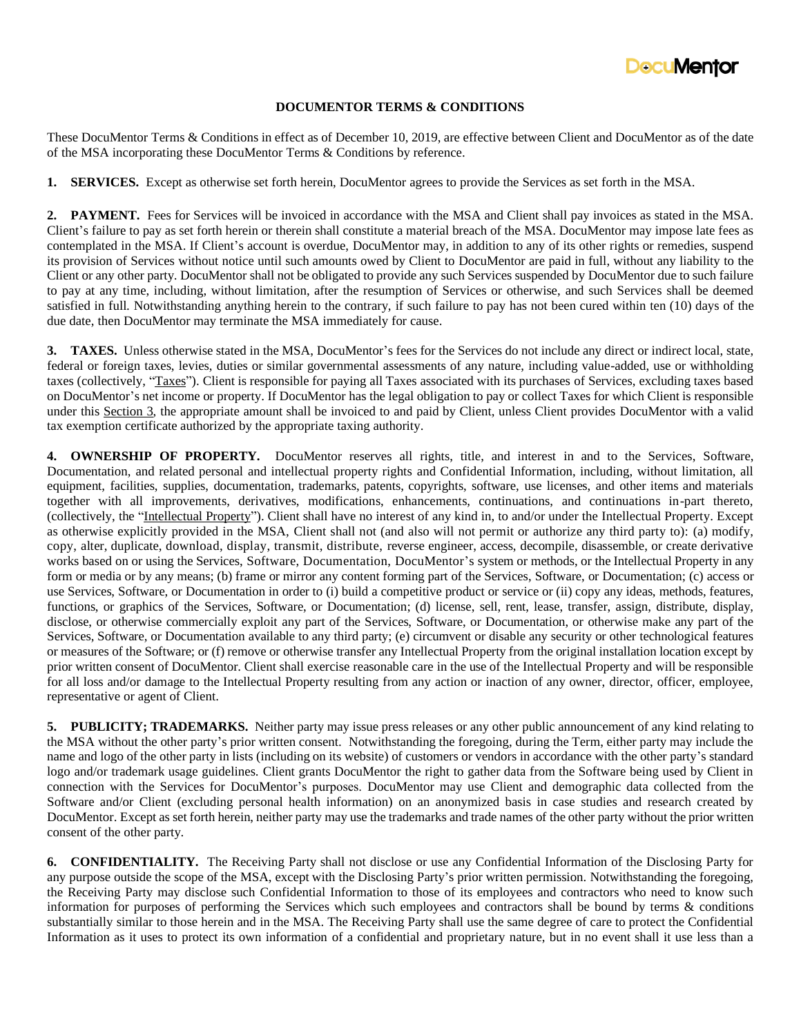# DOCUMENTOR TERMS & CONDITIONS

These DocuMentor Terms & Conditions in effect as of December 10, 2019, are effective between Client and DocuMentor as of the date of the MSA incorporating these DocuMentor Terms & Conditions by reference.

**1. SERVICES.** Except as otherwise set forth herein, DocuMentor agrees to provide the Services as set forth in the MSA.

**2. PAYMENT.** Fees for Services will be invoiced in accordance with the MSA and Client shall pay invoices as stated in the MSA. Client's failure to pay as set forth herein or therein shall constitute a material breach of the MSA. DocuMentor may impose late fees as contemplated in the MSA. If Client's account is overdue, DocuMentor may, in addition to any of its other rights or remedies, suspend its provision of Services without notice until such amounts owed by Client to DocuMentor are paid in full, without any liability to the Client or any other party. DocuMentor shall not be obligated to provide any such Services suspended by DocuMentor due to such failure to pay at any time, including, without limitation, after the resumption of Services or otherwise, and such Services shall be deemed satisfied in full. Notwithstanding anything herein to the contrary, if such failure to pay has not been cured within ten (10) days of the due date, then DocuMentor may terminate the MSA immediately for cause.

**3. TAXES.** Unless otherwise stated in the MSA, DocuMentor's fees for the Services do not include any direct or indirect local, state, federal or foreign taxes, levies, duties or similar governmental assessments of any nature, including value-added, use or withholding taxes (collectively, "Taxes"). Client is responsible for paying all Taxes associated with its purchases of Services, excluding taxes based on DocuMentor's net income or property. If DocuMentor has the legal obligation to pay or collect Taxes for which Client is responsible under this Section 3, the appropriate amount shall be invoiced to and paid by Client, unless Client provides DocuMentor with a valid tax exemption certificate authorized by the appropriate taxing authority.

**4. OWNERSHIP OF PROPERTY.** DocuMentor reserves all rights, title, and interest in and to the Services, Software, Documentation, and related personal and intellectual property rights and Confidential Information, including, without limitation, all equipment, facilities, supplies, documentation, trademarks, patents, copyrights, software, use licenses, and other items and materials together with all improvements, derivatives, modifications, enhancements, continuations, and continuations in-part thereto, (collectively, the "Intellectual Property"). Client shall have no interest of any kind in, to and/or under the Intellectual Property. Except as otherwise explicitly provided in the MSA, Client shall not (and also will not permit or authorize any third party to): (a) modify, copy, alter, duplicate, download, display, transmit, distribute, reverse engineer, access, decompile, disassemble, or create derivative works based on or using the Services, Software, Documentation, DocuMentor's system or methods, or the Intellectual Property in any form or media or by any means; (b) frame or mirror any content forming part of the Services, Software, or Documentation; (c) access or use Services, Software, or Documentation in order to (i) build a competitive product or service or (ii) copy any ideas, methods, features, functions, or graphics of the Services, Software, or Documentation; (d) license, sell, rent, lease, transfer, assign, distribute, display, disclose, or otherwise commercially exploit any part of the Services, Software, or Documentation, or otherwise make any part of the Services, Software, or Documentation available to any third party; (e) circumvent or disable any security or other technological features or measures of the Software; or (f) remove or otherwise transfer any Intellectual Property from the original installation location except by prior written consent of DocuMentor. Client shall exercise reasonable care in the use of the Intellectual Property and will be responsible for all loss and/or damage to the Intellectual Property resulting from any action or inaction of any owner, director, officer, employee, representative or agent of Client.

**5. PUBLICITY; TRADEMARKS.** Neither party may issue press releases or any other public announcement of any kind relating to the MSA without the other party's prior written consent. Notwithstanding the foregoing, during the Term, either party may include the name and logo of the other party in lists (including on its website) of customers or vendors in accordance with the other party's standard logo and/or trademark usage guidelines. Client grants DocuMentor the right to gather data from the Software being used by Client in connection with the Services for DocuMentor's purposes. DocuMentor may use Client and demographic data collected from the Software and/or Client (excluding personal health information) on an anonymized basis in case studies and research created by DocuMentor. Except as set forth herein, neither party may use the trademarks and trade names of the other party without the prior written consent of the other party.

**6. CONFIDENTIALITY.** The Receiving Party shall not disclose or use any Confidential Information of the Disclosing Party for any purpose outside the scope of the MSA, except with the Disclosing Party's prior written permission. Notwithstanding the foregoing, the Receiving Party may disclose such Confidential Information to those of its employees and contractors who need to know such information for purposes of performing the Services which such employees and contractors shall be bound by terms & conditions substantially similar to those herein and in the MSA. The Receiving Party shall use the same degree of care to protect the Confidential Information as it uses to protect its own information of a confidential and proprietary nature, but in no event shall it use less than a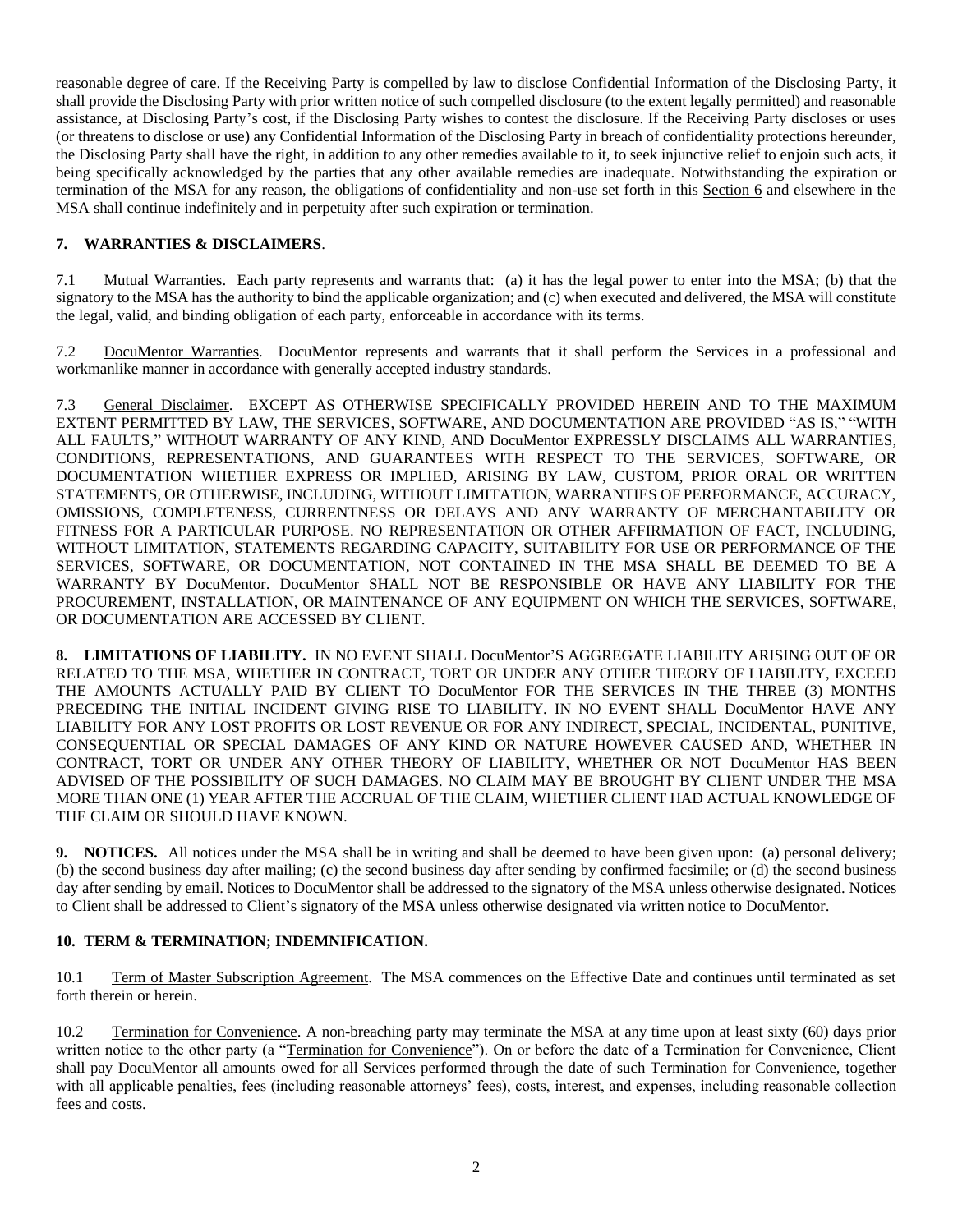reasonable degree of care. If the Receiving Party is compelled by law to disclose Confidential Information of the Disclosing Party, it shall provide the Disclosing Party with prior written notice of such compelled disclosure (to the extent legally permitted) and reasonable assistance, at Disclosing Party's cost, if the Disclosing Party wishes to contest the disclosure. If the Receiving Party discloses or uses (or threatens to disclose or use) any Confidential Information of the Disclosing Party in breach of confidentiality protections hereunder, the Disclosing Party shall have the right, in addition to any other remedies available to it, to seek injunctive relief to enjoin such acts, it being specifically acknowledged by the parties that any other available remedies are inadequate. Notwithstanding the expiration or termination of the MSA for any reason, the obligations of confidentiality and non-use set forth in this Section 6 and elsewhere in the MSA shall continue indefinitely and in perpetuity after such expiration or termination.

**7. WARRANTIES & DISCLAIMERS**.

7.1 Mutual Warranties. Each party represents and warrants that: (a) it has the legal power to enter into the MSA; (b) that the signatory to the MSA has the authority to bind the applicable organization; and (c) when executed and delivered, the MSA will constitute the legal, valid, and binding obligation of each party, enforceable in accordance with its terms.

7.2 DocuMentor Warranties. DocuMentor represents and warrants that it shall perform the Services in a professional and workmanlike manner in accordance with generally accepted industry standards.

7.3 General Disclaimer. EXCEPT AS OTHERWISE SPECIFICALLY PROVIDED HEREIN AND TO THE MAXIMUM EXTENT PERMITTED BY LAW, THE SERVICES, SOFTWARE, AND DOCUMENTATION ARE PROVIDED "AS IS," "WITH ALL FAULTS," WITHOUT WARRANTY OF ANY KIND, AND DocuMentor EXPRESSLY DISCLAIMS ALL WARRANTIES, CONDITIONS, REPRESENTATIONS, AND GUARANTEES WITH RESPECT TO THE SERVICES, SOFTWARE, OR DOCUMENTATION WHETHER EXPRESS OR IMPLIED, ARISING BY LAW, CUSTOM, PRIOR ORAL OR WRITTEN STATEMENTS, OR OTHERWISE, INCLUDING, WITHOUT LIMITATION, WARRANTIES OF PERFORMANCE, ACCURACY, OMISSIONS, COMPLETENESS, CURRENTNESS OR DELAYS AND ANY WARRANTY OF MERCHANTABILITY OR FITNESS FOR A PARTICULAR PURPOSE. NO REPRESENTATION OR OTHER AFFIRMATION OF FACT, INCLUDING, WITHOUT LIMITATION, STATEMENTS REGARDING CAPACITY, SUITABILITY FOR USE OR PERFORMANCE OF THE SERVICES, SOFTWARE, OR DOCUMENTATION, NOT CONTAINED IN THE MSA SHALL BE DEEMED TO BE A WARRANTY BY DocuMentor. DocuMentor SHALL NOT BE RESPONSIBLE OR HAVE ANY LIABILITY FOR THE PROCUREMENT, INSTALLATION, OR MAINTENANCE OF ANY EQUIPMENT ON WHICH THE SERVICES, SOFTWARE, OR DOCUMENTATION ARE ACCESSED BY CLIENT.

**8. LIMITATIONS OF LIABILITY.** IN NO EVENT SHALL DocuMentor'S AGGREGATE LIABILITY ARISING OUT OF OR RELATED TO THE MSA, WHETHER IN CONTRACT, TORT OR UNDER ANY OTHER THEORY OF LIABILITY, EXCEED THE AMOUNTS ACTUALLY PAID BY CLIENT TO DocuMentor FOR THE SERVICES IN THE THREE (3) MONTHS PRECEDING THE INITIAL INCIDENT GIVING RISE TO LIABILITY. IN NO EVENT SHALL DocuMentor HAVE ANY LIABILITY FOR ANY LOST PROFITS OR LOST REVENUE OR FOR ANY INDIRECT, SPECIAL, INCIDENTAL, PUNITIVE, CONSEQUENTIAL OR SPECIAL DAMAGES OF ANY KIND OR NATURE HOWEVER CAUSED AND, WHETHER IN CONTRACT, TORT OR UNDER ANY OTHER THEORY OF LIABILITY, WHETHER OR NOT DocuMentor HAS BEEN ADVISED OF THE POSSIBILITY OF SUCH DAMAGES. NO CLAIM MAY BE BROUGHT BY CLIENT UNDER THE MSA MORE THAN ONE (1) YEAR AFTER THE ACCRUAL OF THE CLAIM, WHETHER CLIENT HAD ACTUAL KNOWLEDGE OF THE CLAIM OR SHOULD HAVE KNOWN.

**9. NOTICES.** All notices under the MSA shall be in writing and shall be deemed to have been given upon: (a) personal delivery; (b) the second business day after mailing; (c) the second business day after sending by confirmed facsimile; or (d) the second business day after sending by email. Notices to DocuMentor shall be addressed to the signatory of the MSA unless otherwise designated. Notices to Client shall be addressed to Client's signatory of the MSA unless otherwise designated via written notice to DocuMentor.

**10. TERM & TERMINATION; INDEMNIFICATION.**

10.1 Term of Master Subscription Agreement. The MSA commences on the Effective Date and continues until terminated as set forth therein or herein.

10.2 Termination for Convenience. A non-breaching party may terminate the MSA at any time upon at least sixty (60) days prior written notice to the other party (a "Termination for Convenience"). On or before the date of a Termination for Convenience, Client shall pay DocuMentor all amounts owed for all Services performed through the date of such Termination for Convenience, together with all applicable penalties, fees (including reasonable attorneys' fees), costs, interest, and expenses, including reasonable collection fees and costs.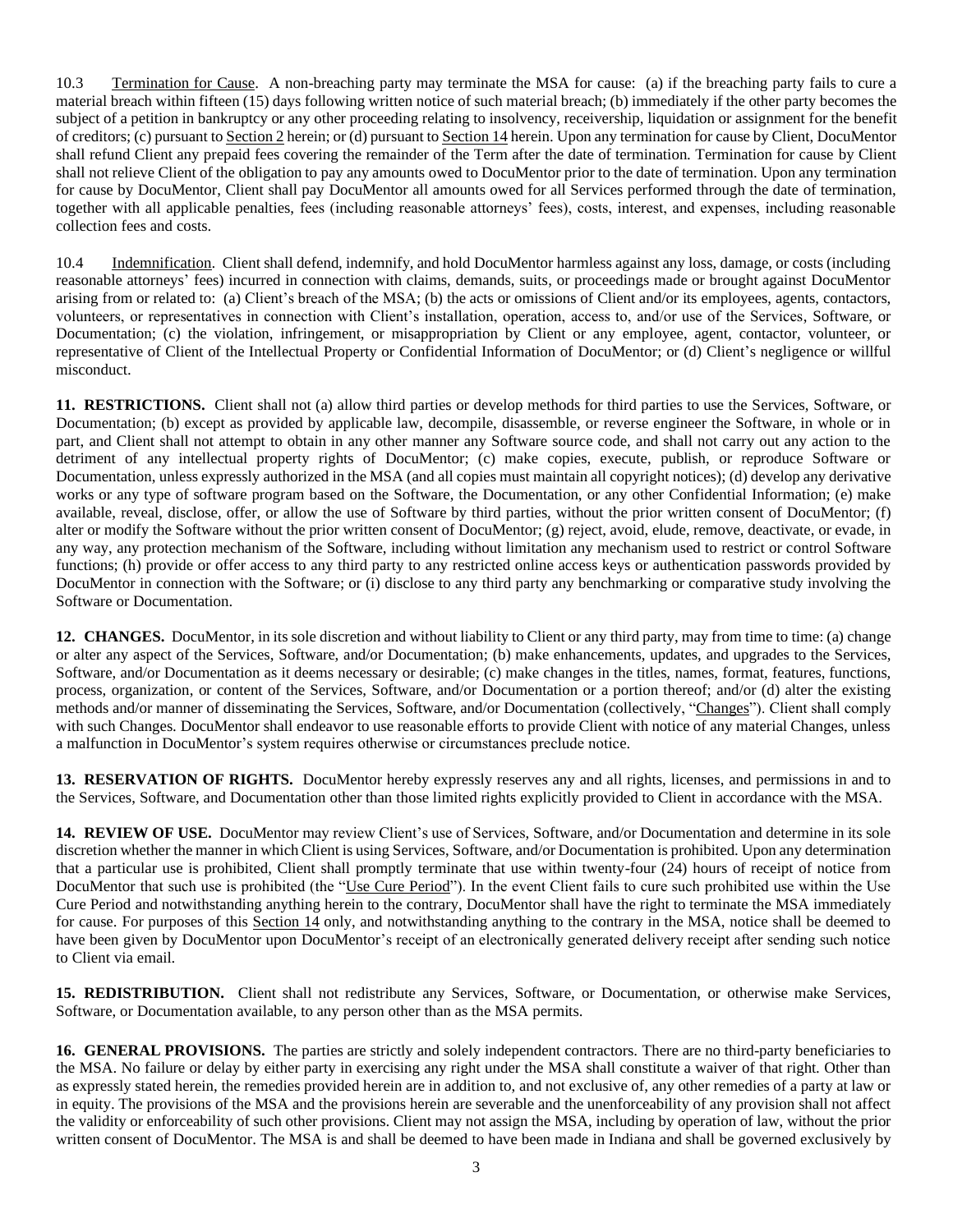10.3 Termination for Cause. A non-breaching party may terminate the MSA for cause: (a) if the breaching party fails to cure a material breach within fifteen (15) days following written notice of such material breach; (b) immediately if the other party becomes the subject of a petition in bankruptcy or any other proceeding relating to insolvency, receivership, liquidation or assignment for the benefit of creditors; (c) pursuant to Section 2 herein; or (d) pursuant to Section 14 herein. Upon any termination for cause by Client, DocuMentor shall refund Client any prepaid fees covering the remainder of the Term after the date of termination. Termination for cause by Client shall not relieve Client of the obligation to pay any amounts owed to DocuMentor prior to the date of termination. Upon any termination for cause by DocuMentor, Client shall pay DocuMentor all amounts owed for all Services performed through the date of termination, together with all applicable penalties, fees (including reasonable attorneys' fees), costs, interest, and expenses, including reasonable collection fees and costs.

10.4 Indemnification. Client shall defend, indemnify, and hold DocuMentor harmless against any loss, damage, or costs (including reasonable attorneys' fees) incurred in connection with claims, demands, suits, or proceedings made or brought against DocuMentor arising from or related to: (a) Client's breach of the MSA; (b) the acts or omissions of Client and/or its employees, agents, contactors, volunteers, or representatives in connection with Client's installation, operation, access to, and/or use of the Services, Software, or Documentation; (c) the violation, infringement, or misappropriation by Client or any employee, agent, contactor, volunteer, or representative of Client of the Intellectual Property or Confidential Information of DocuMentor; or (d) Client's negligence or willful misconduct.

**11. RESTRICTIONS.** Client shall not (a) allow third parties or develop methods for third parties to use the Services, Software, or Documentation; (b) except as provided by applicable law, decompile, disassemble, or reverse engineer the Software, in whole or in part, and Client shall not attempt to obtain in any other manner any Software source code, and shall not carry out any action to the detriment of any intellectual property rights of DocuMentor; (c) make copies, execute, publish, or reproduce Software or Documentation, unless expressly authorized in the MSA (and all copies must maintain all copyright notices); (d) develop any derivative works or any type of software program based on the Software, the Documentation, or any other Confidential Information; (e) make available, reveal, disclose, offer, or allow the use of Software by third parties, without the prior written consent of DocuMentor; (f) alter or modify the Software without the prior written consent of DocuMentor; (g) reject, avoid, elude, remove, deactivate, or evade, in any way, any protection mechanism of the Software, including without limitation any mechanism used to restrict or control Software functions; (h) provide or offer access to any third party to any restricted online access keys or authentication passwords provided by DocuMentor in connection with the Software; or (i) disclose to any third party any benchmarking or comparative study involving the Software or Documentation.

**12. CHANGES.** DocuMentor, in its sole discretion and without liability to Client or any third party, may from time to time: (a) change or alter any aspect of the Services, Software, and/or Documentation; (b) make enhancements, updates, and upgrades to the Services, Software, and/or Documentation as it deems necessary or desirable; (c) make changes in the titles, names, format, features, functions, process, organization, or content of the Services, Software, and/or Documentation or a portion thereof; and/or (d) alter the existing methods and/or manner of disseminating the Services, Software, and/or Documentation (collectively, "Changes"). Client shall comply with such Changes. DocuMentor shall endeavor to use reasonable efforts to provide Client with notice of any material Changes, unless a malfunction in DocuMentor's system requires otherwise or circumstances preclude notice.

**13. RESERVATION OF RIGHTS.** DocuMentor hereby expressly reserves any and all rights, licenses, and permissions in and to the Services, Software, and Documentation other than those limited rights explicitly provided to Client in accordance with the MSA.

**14. REVIEW OF USE.** DocuMentor may review Client's use of Services, Software, and/or Documentation and determine in its sole discretion whether the manner in which Client is using Services, Software, and/or Documentation is prohibited. Upon any determination that a particular use is prohibited, Client shall promptly terminate that use within twenty-four (24) hours of receipt of notice from DocuMentor that such use is prohibited (the "Use Cure Period"). In the event Client fails to cure such prohibited use within the Use Cure Period and notwithstanding anything herein to the contrary, DocuMentor shall have the right to terminate the MSA immediately for cause. For purposes of this Section 14 only, and notwithstanding anything to the contrary in the MSA, notice shall be deemed to have been given by DocuMentor upon DocuMentor's receipt of an electronically generated delivery receipt after sending such notice to Client via email.

**15. REDISTRIBUTION.** Client shall not redistribute any Services, Software, or Documentation, or otherwise make Services, Software, or Documentation available, to any person other than as the MSA permits.

**16. GENERAL PROVISIONS.** The parties are strictly and solely independent contractors. There are no third-party beneficiaries to the MSA. No failure or delay by either party in exercising any right under the MSA shall constitute a waiver of that right. Other than as expressly stated herein, the remedies provided herein are in addition to, and not exclusive of, any other remedies of a party at law or in equity. The provisions of the MSA and the provisions herein are severable and the unenforceability of any provision shall not affect the validity or enforceability of such other provisions. Client may not assign the MSA, including by operation of law, without the prior written consent of DocuMentor. The MSA is and shall be deemed to have been made in Indiana and shall be governed exclusively by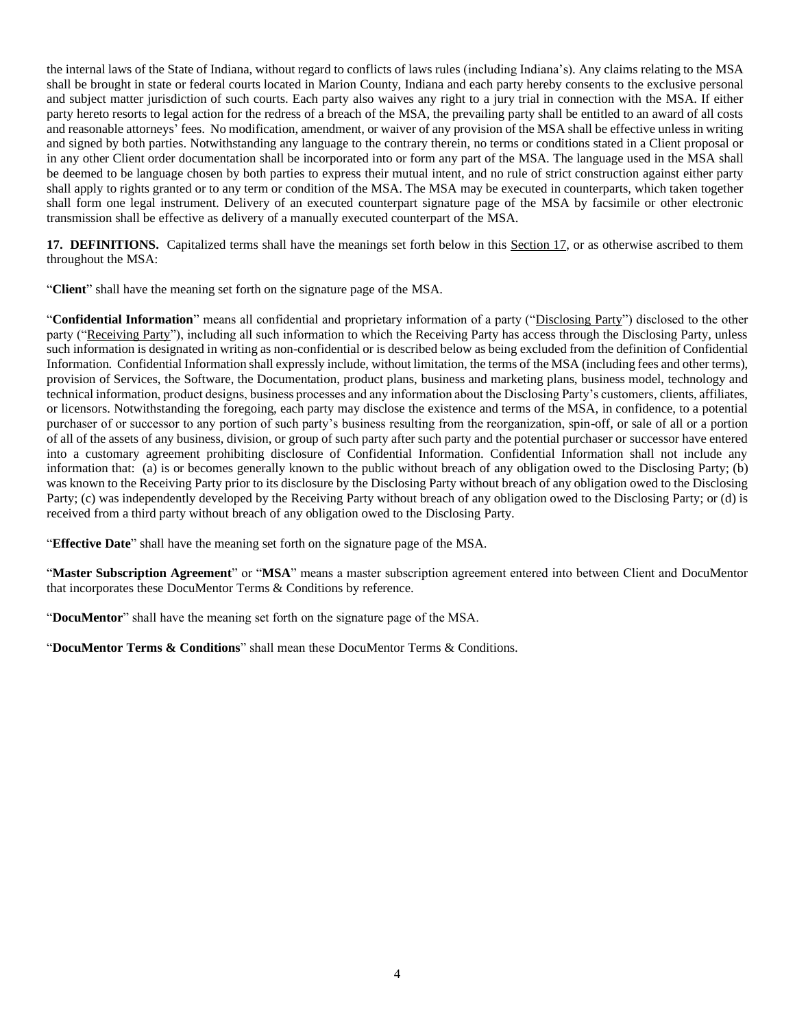the internal laws of the State of Indiana, without regard to conflicts of laws rules (including Indiana's). Any claims relating to the MSA shall be brought in state or federal courts located in Marion County, Indiana and each party hereby consents to the exclusive personal and subject matter jurisdiction of such courts. Each party also waives any right to a jury trial in connection with the MSA. If either party hereto resorts to legal action for the redress of a breach of the MSA, the prevailing party shall be entitled to an award of all costs and reasonable attorneys' fees. No modification, amendment, or waiver of any provision of the MSA shall be effective unless in writing and signed by both parties. Notwithstanding any language to the contrary therein, no terms or conditions stated in a Client proposal or in any other Client order documentation shall be incorporated into or form any part of the MSA. The language used in the MSA shall be deemed to be language chosen by both parties to express their mutual intent, and no rule of strict construction against either party shall apply to rights granted or to any term or condition of the MSA. The MSA may be executed in counterparts, which taken together shall form one legal instrument. Delivery of an executed counterpart signature page of the MSA by facsimile or other electronic transmission shall be effective as delivery of a manually executed counterpart of the MSA.

**17. DEFINITIONS.** Capitalized terms shall have the meanings set forth below in this Section 17, or as otherwise ascribed to them throughout the MSA:

"**Client**" shall have the meaning set forth on the signature page of the MSA.

"**Confidential Information**" means all confidential and proprietary information of a party ("Disclosing Party") disclosed to the other party ("Receiving Party"), including all such information to which the Receiving Party has access through the Disclosing Party, unless such information is designated in writing as non-confidential or is described below as being excluded from the definition of Confidential Information. Confidential Information shall expressly include, without limitation, the terms of the MSA (including fees and other terms), provision of Services, the Software, the Documentation, product plans, business and marketing plans, business model, technology and technical information, product designs, business processes and any information about the Disclosing Party's customers, clients, affiliates, or licensors. Notwithstanding the foregoing, each party may disclose the existence and terms of the MSA, in confidence, to a potential purchaser of or successor to any portion of such party's business resulting from the reorganization, spin-off, or sale of all or a portion of all of the assets of any business, division, or group of such party after such party and the potential purchaser or successor have entered into a customary agreement prohibiting disclosure of Confidential Information. Confidential Information shall not include any information that: (a) is or becomes generally known to the public without breach of any obligation owed to the Disclosing Party; (b) was known to the Receiving Party prior to its disclosure by the Disclosing Party without breach of any obligation owed to the Disclosing Party; (c) was independently developed by the Receiving Party without breach of any obligation owed to the Disclosing Party; or (d) is received from a third party without breach of any obligation owed to the Disclosing Party.

"**Effective Date**" shall have the meaning set forth on the signature page of the MSA.

"**Master Subscription Agreement**" or "**MSA**" means a master subscription agreement entered into between Client and DocuMentor that incorporates these DocuMentor Terms & Conditions by reference.

"**DocuMentor**" shall have the meaning set forth on the signature page of the MSA.

"**DocuMentor Terms & Conditions**" shall mean these DocuMentor Terms & Conditions.